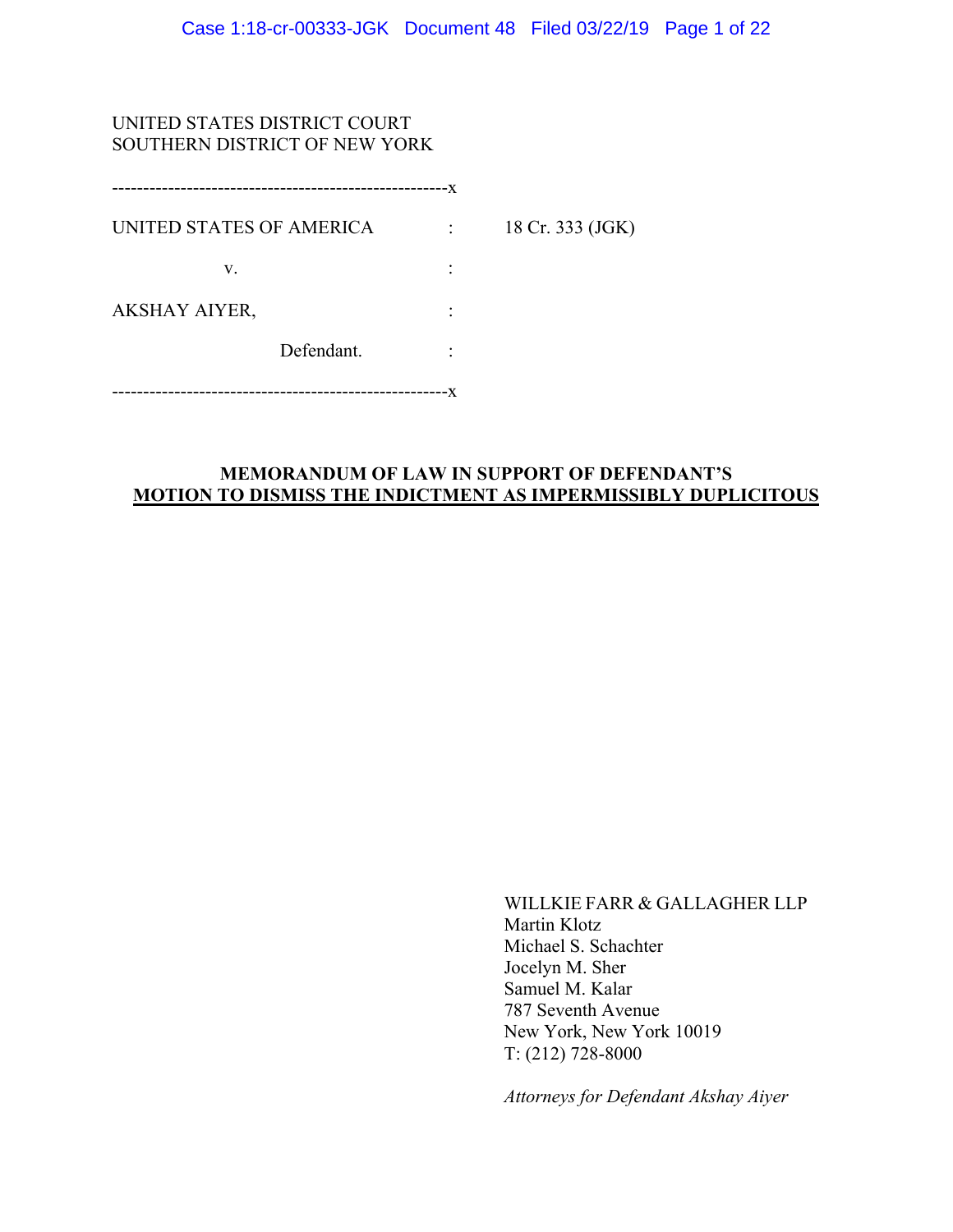UNITED STATES DISTRICT COURT
SOUTHERN DISTRICT OF NEW YORK

-----------------------------------------------------x

UNITED STATES OF AMERICA : 18 Cr. 333 (JGK)

v. :

AKSHAY AIYER, :

Defendant. :

-----------------------------------------------------x

**MEMORANDUM OF LAW IN SUPPORT OF DEFENDANT'S**
**MOTION TO DISMISS THE INDICTMENT AS IMPERMISSIBLY DUPLICITOUS**

WILLKIE FARR & GALLAGHER LLP
Martin Klotz
Michael S. Schachter
Jocelyn M. Sher
Samuel M. Kalar
787 Seventh Avenue
New York, New York 10019
T: (212) 728-8000

*Attorneys for Defendant Akshay Aiyer*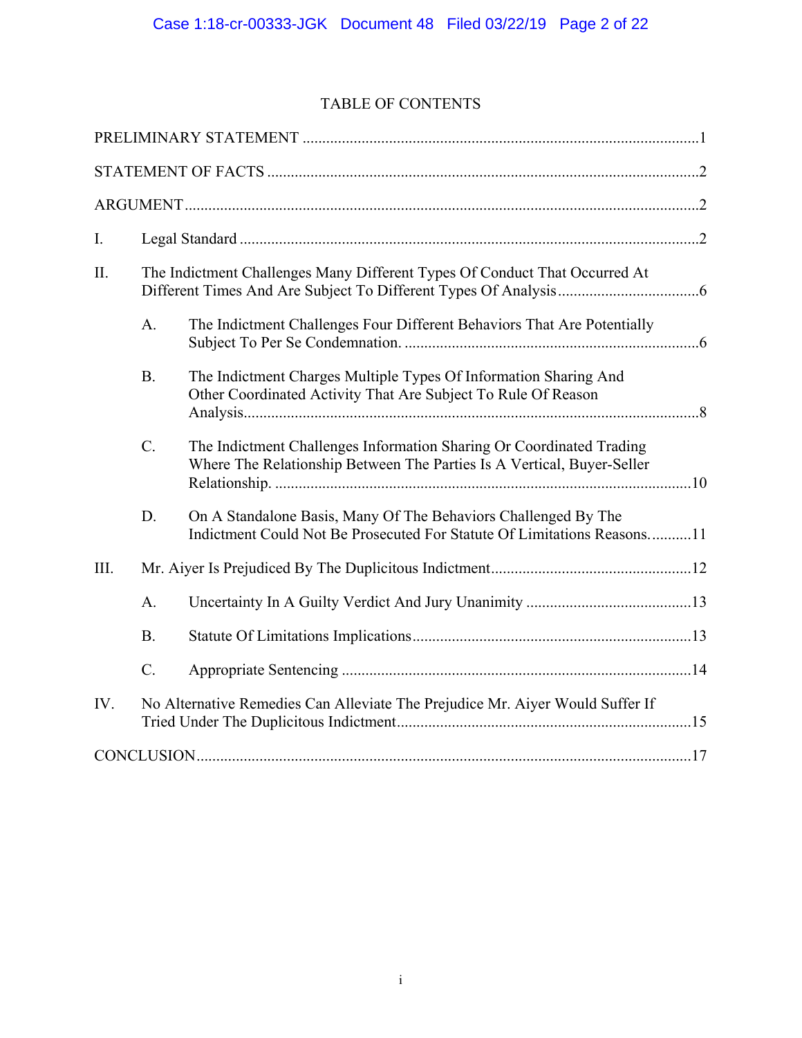# TABLE OF CONTENTS

PRELIMINARY STATEMENT .....1

STATEMENT OF FACTS .....2

ARGUMENT .....2

I. Legal Standard .....2

II. The Indictment Challenges Many Different Types Of Conduct That Occurred At Different Times And Are Subject To Different Types Of Analysis .....6

- A. The Indictment Challenges Four Different Behaviors That Are Potentially Subject To Per Se Condemnation. .....6
- B. The Indictment Charges Multiple Types Of Information Sharing And Other Coordinated Activity That Are Subject To Rule Of Reason Analysis .....8
- C. The Indictment Challenges Information Sharing Or Coordinated Trading Where The Relationship Between The Parties Is A Vertical, Buyer-Seller Relationship. .....10
- D. On A Standalone Basis, Many Of The Behaviors Challenged By The Indictment Could Not Be Prosecuted For Statute Of Limitations Reasons. .....11

III. Mr. Aiyer Is Prejudiced By The Duplicitous Indictment .....12

- A. Uncertainty In A Guilty Verdict And Jury Unanimity .....13
- B. Statute Of Limitations Implications .....13
- C. Appropriate Sentencing .....14

IV. No Alternative Remedies Can Alleviate The Prejudice Mr. Aiyer Would Suffer If Tried Under The Duplicitous Indictment .....15

CONCLUSION .....17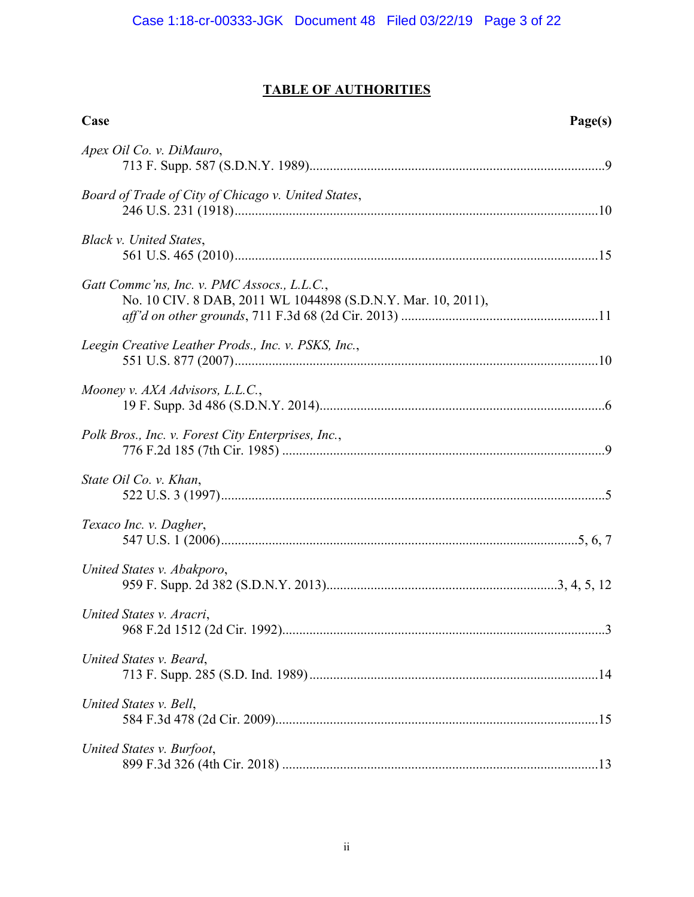# TABLE OF AUTHORITIES

| Case | Page(s) |
|---|---|
| *Apex Oil Co. v. DiMauro*, 713 F. Supp. 587 (S.D.N.Y. 1989) | 9 |
| *Board of Trade of City of Chicago v. United States*, 246 U.S. 231 (1918) | 10 |
| *Black v. United States*, 561 U.S. 465 (2010) | 15 |
| *Gatt Commc'ns, Inc. v. PMC Assocs., L.L.C.*, No. 10 CIV. 8 DAB, 2011 WL 1044898 (S.D.N.Y. Mar. 10, 2011), *aff'd on other grounds*, 711 F.3d 68 (2d Cir. 2013) | 11 |
| *Leegin Creative Leather Prods., Inc. v. PSKS, Inc.*, 551 U.S. 877 (2007) | 10 |
| *Mooney v. AXA Advisors, L.L.C.*, 19 F. Supp. 3d 486 (S.D.N.Y. 2014) | 6 |
| *Polk Bros., Inc. v. Forest City Enterprises, Inc.*, 776 F.2d 185 (7th Cir. 1985) | 9 |
| *State Oil Co. v. Khan*, 522 U.S. 3 (1997) | 5 |
| *Texaco Inc. v. Dagher*, 547 U.S. 1 (2006) | 5, 6, 7 |
| *United States v. Abakporo*, 959 F. Supp. 2d 382 (S.D.N.Y. 2013) | 3, 4, 5, 12 |
| *United States v. Aracri*, 968 F.2d 1512 (2d Cir. 1992) | 3 |
| *United States v. Beard*, 713 F. Supp. 285 (S.D. Ind. 1989) | 14 |
| *United States v. Bell*, 584 F.3d 478 (2d Cir. 2009) | 15 |
| *United States v. Burfoot*, 899 F.3d 326 (4th Cir. 2018) | 13 |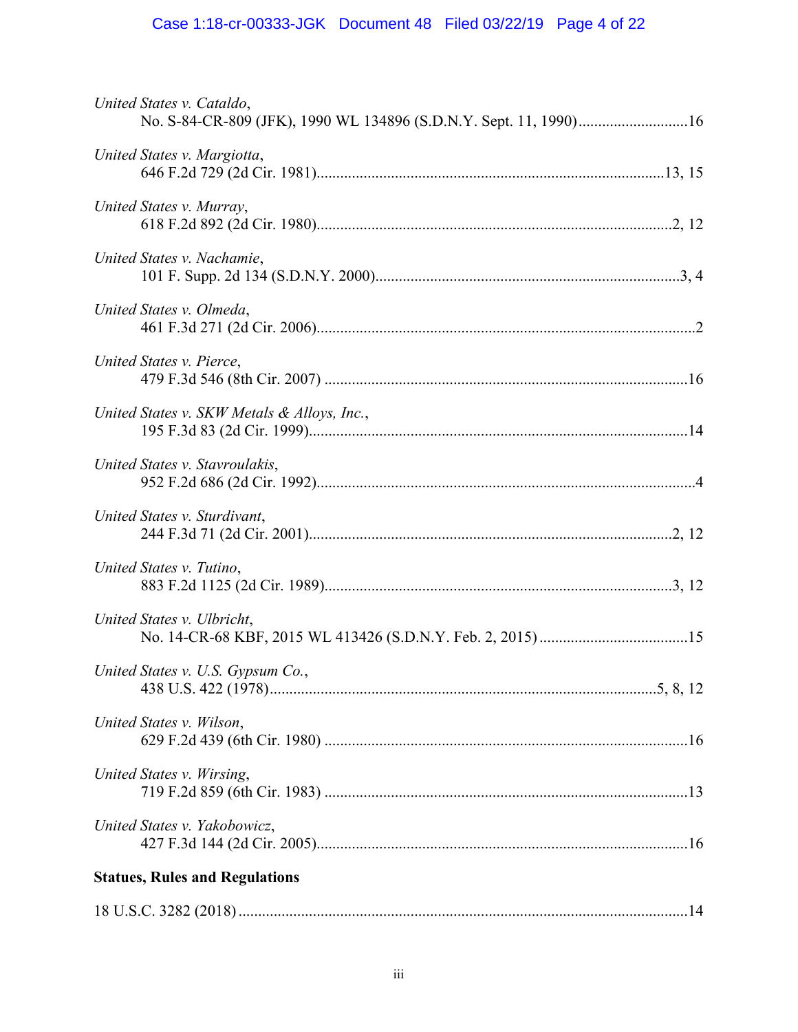*United States v. Cataldo*,
No. S-84-CR-809 (JFK), 1990 WL 134896 (S.D.N.Y. Sept. 11, 1990)............................16

*United States v. Margiotta*,
646 F.2d 729 (2d Cir. 1981)........................................................................................13, 15

*United States v. Murray*,
618 F.2d 892 (2d Cir. 1980)..........................................................................................2, 12

*United States v. Nachamie*,
101 F. Supp. 2d 134 (S.D.N.Y. 2000).............................................................................3, 4

*United States v. Olmeda*,
461 F.3d 271 (2d Cir. 2006)................................................................................................2

*United States v. Pierce*,
479 F.3d 546 (8th Cir. 2007) ............................................................................................16

*United States v. SKW Metals & Alloys, Inc.*,
195 F.3d 83 (2d Cir. 1999)................................................................................................14

*United States v. Stavroulakis*,
952 F.2d 686 (2d Cir. 1992)................................................................................................4

*United States v. Sturdivant*,
244 F.3d 71 (2d Cir. 2001)............................................................................................2, 12

*United States v. Tutino*,
883 F.2d 1125 (2d Cir. 1989)........................................................................................3, 12

*United States v. Ulbricht*,
No. 14-CR-68 KBF, 2015 WL 413426 (S.D.N.Y. Feb. 2, 2015) ......................................15

*United States v. U.S. Gypsum Co.*,
438 U.S. 422 (1978)...................................................................................................5, 8, 12

*United States v. Wilson*,
629 F.2d 439 (6th Cir. 1980) ............................................................................................16

*United States v. Wirsing*,
719 F.2d 859 (6th Cir. 1983) ............................................................................................13

*United States v. Yakobowicz*,
427 F.3d 144 (2d Cir. 2005)...............................................................................................16

**Statues, Rules and Regulations**

18 U.S.C. 3282 (2018) ...................................................................................................14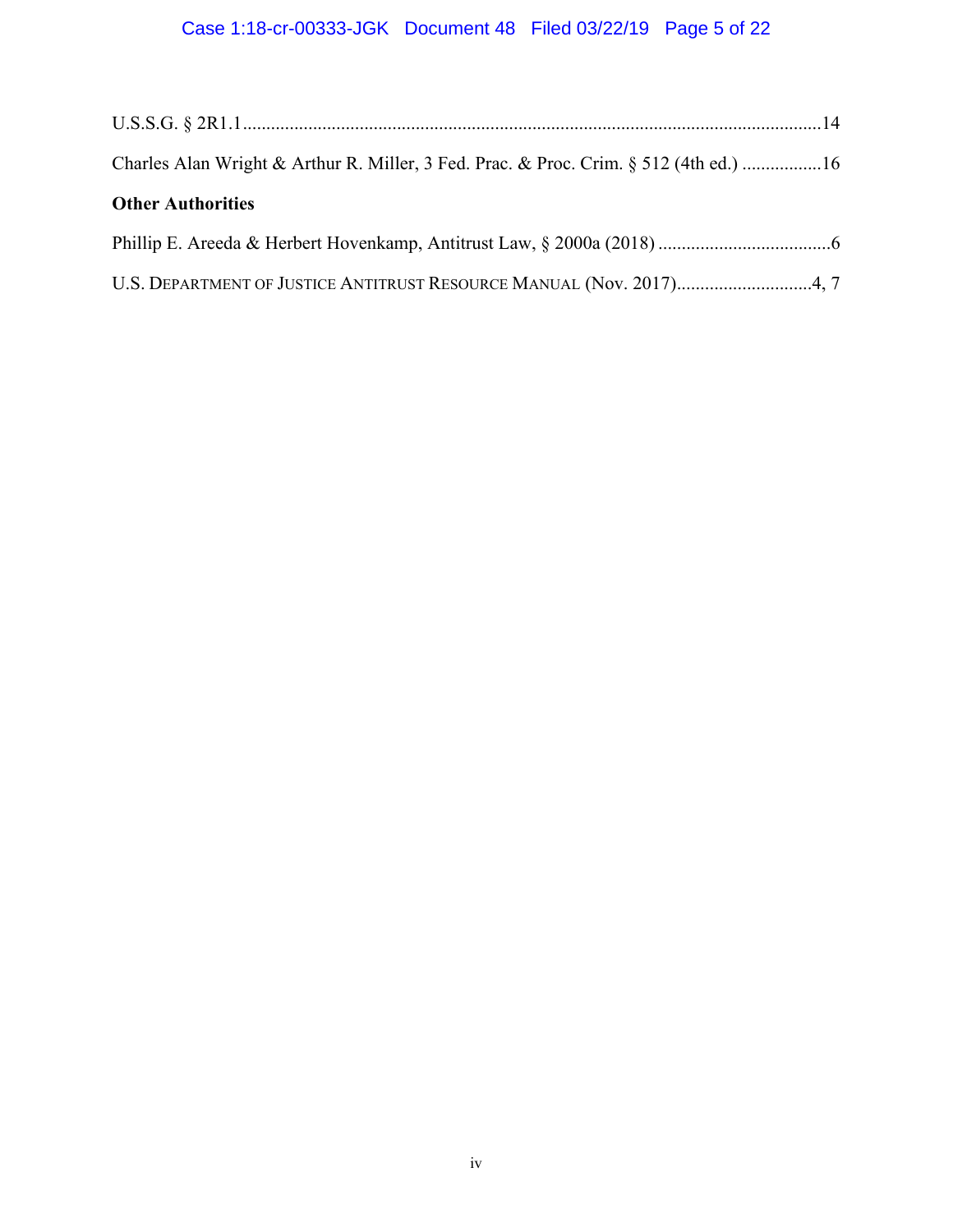U.S.S.G. § 2R1.1 ....................................................................................................................... 14

Charles Alan Wright & Arthur R. Miller, 3 Fed. Prac. & Proc. Crim. § 512 (4th ed.) ................. 16

**Other Authorities**

Phillip E. Areeda & Herbert Hovenkamp, Antitrust Law, § 2000a (2018) ..................................... 6

U.S. DEPARTMENT OF JUSTICE ANTITRUST RESOURCE MANUAL (Nov. 2017)............................. 4, 7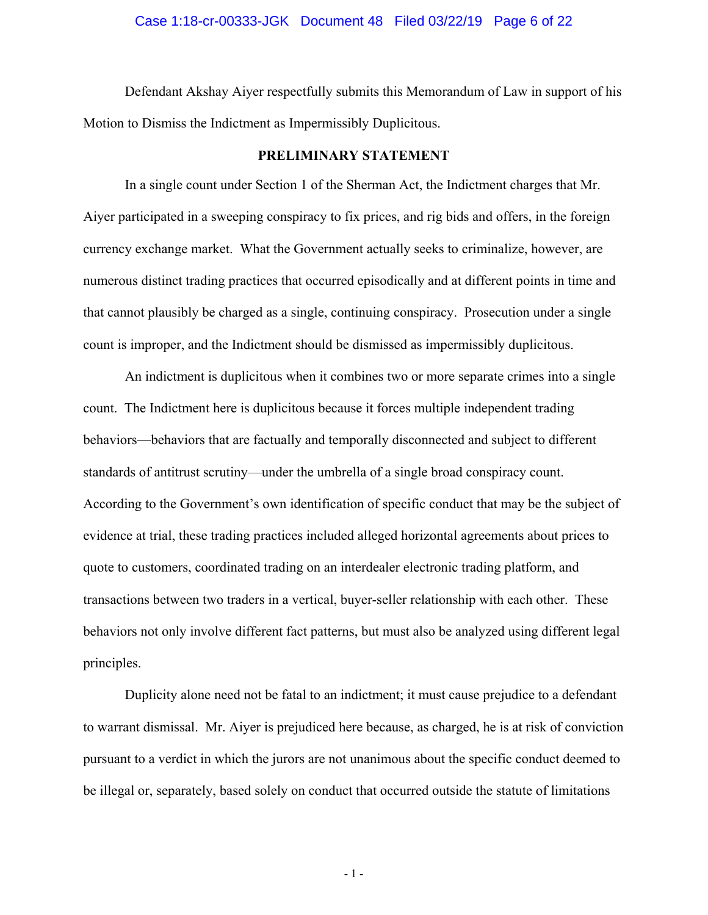Defendant Akshay Aiyer respectfully submits this Memorandum of Law in support of his Motion to Dismiss the Indictment as Impermissibly Duplicitous.

## PRELIMINARY STATEMENT

In a single count under Section 1 of the Sherman Act, the Indictment charges that Mr. Aiyer participated in a sweeping conspiracy to fix prices, and rig bids and offers, in the foreign currency exchange market. What the Government actually seeks to criminalize, however, are numerous distinct trading practices that occurred episodically and at different points in time and that cannot plausibly be charged as a single, continuing conspiracy. Prosecution under a single count is improper, and the Indictment should be dismissed as impermissibly duplicitous.

An indictment is duplicitous when it combines two or more separate crimes into a single count. The Indictment here is duplicitous because it forces multiple independent trading behaviors—behaviors that are factually and temporally disconnected and subject to different standards of antitrust scrutiny—under the umbrella of a single broad conspiracy count. According to the Government's own identification of specific conduct that may be the subject of evidence at trial, these trading practices included alleged horizontal agreements about prices to quote to customers, coordinated trading on an interdealer electronic trading platform, and transactions between two traders in a vertical, buyer-seller relationship with each other. These behaviors not only involve different fact patterns, but must also be analyzed using different legal principles.

Duplicity alone need not be fatal to an indictment; it must cause prejudice to a defendant to warrant dismissal. Mr. Aiyer is prejudiced here because, as charged, he is at risk of conviction pursuant to a verdict in which the jurors are not unanimous about the specific conduct deemed to be illegal or, separately, based solely on conduct that occurred outside the statute of limitations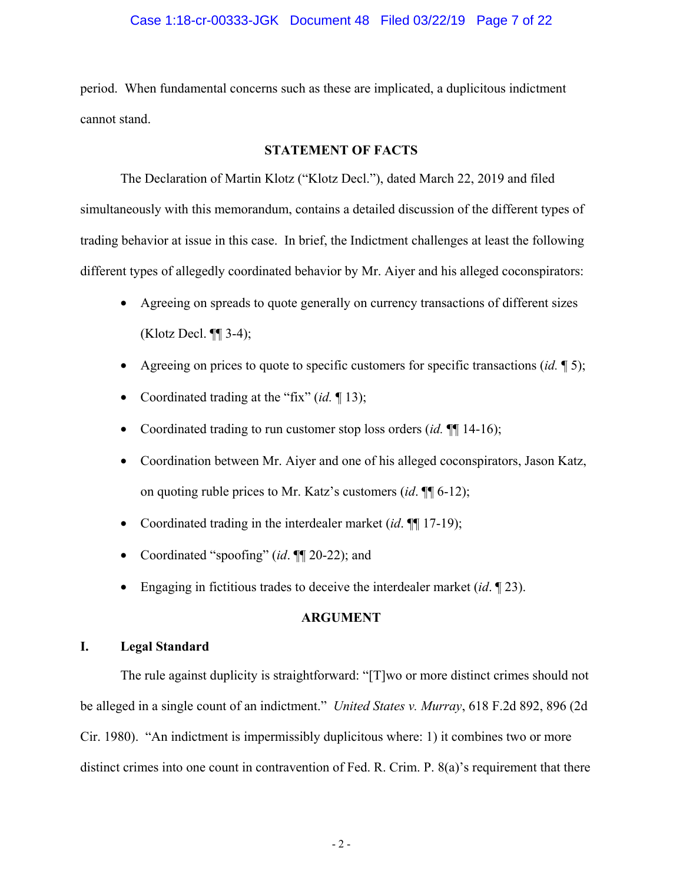period. When fundamental concerns such as these are implicated, a duplicitous indictment cannot stand.

## STATEMENT OF FACTS

The Declaration of Martin Klotz ("Klotz Decl."), dated March 22, 2019 and filed simultaneously with this memorandum, contains a detailed discussion of the different types of trading behavior at issue in this case. In brief, the Indictment challenges at least the following different types of allegedly coordinated behavior by Mr. Aiyer and his alleged coconspirators:

- Agreeing on spreads to quote generally on currency transactions of different sizes (Klotz Decl. ¶¶ 3-4);
- Agreeing on prices to quote to specific customers for specific transactions (*id.* ¶ 5);
- Coordinated trading at the "fix" (*id.* ¶ 13);
- Coordinated trading to run customer stop loss orders (*id.* ¶¶ 14-16);
- Coordination between Mr. Aiyer and one of his alleged coconspirators, Jason Katz, on quoting ruble prices to Mr. Katz's customers (*id*. ¶¶ 6-12);
- Coordinated trading in the interdealer market (*id*. ¶¶ 17-19);
- Coordinated "spoofing" (*id*. ¶¶ 20-22); and
- Engaging in fictitious trades to deceive the interdealer market (*id*. ¶ 23).

## ARGUMENT

### I. Legal Standard

The rule against duplicity is straightforward: "[T]wo or more distinct crimes should not be alleged in a single count of an indictment." *United States v. Murray*, 618 F.2d 892, 896 (2d Cir. 1980). "An indictment is impermissibly duplicitous where: 1) it combines two or more distinct crimes into one count in contravention of Fed. R. Crim. P. 8(a)'s requirement that there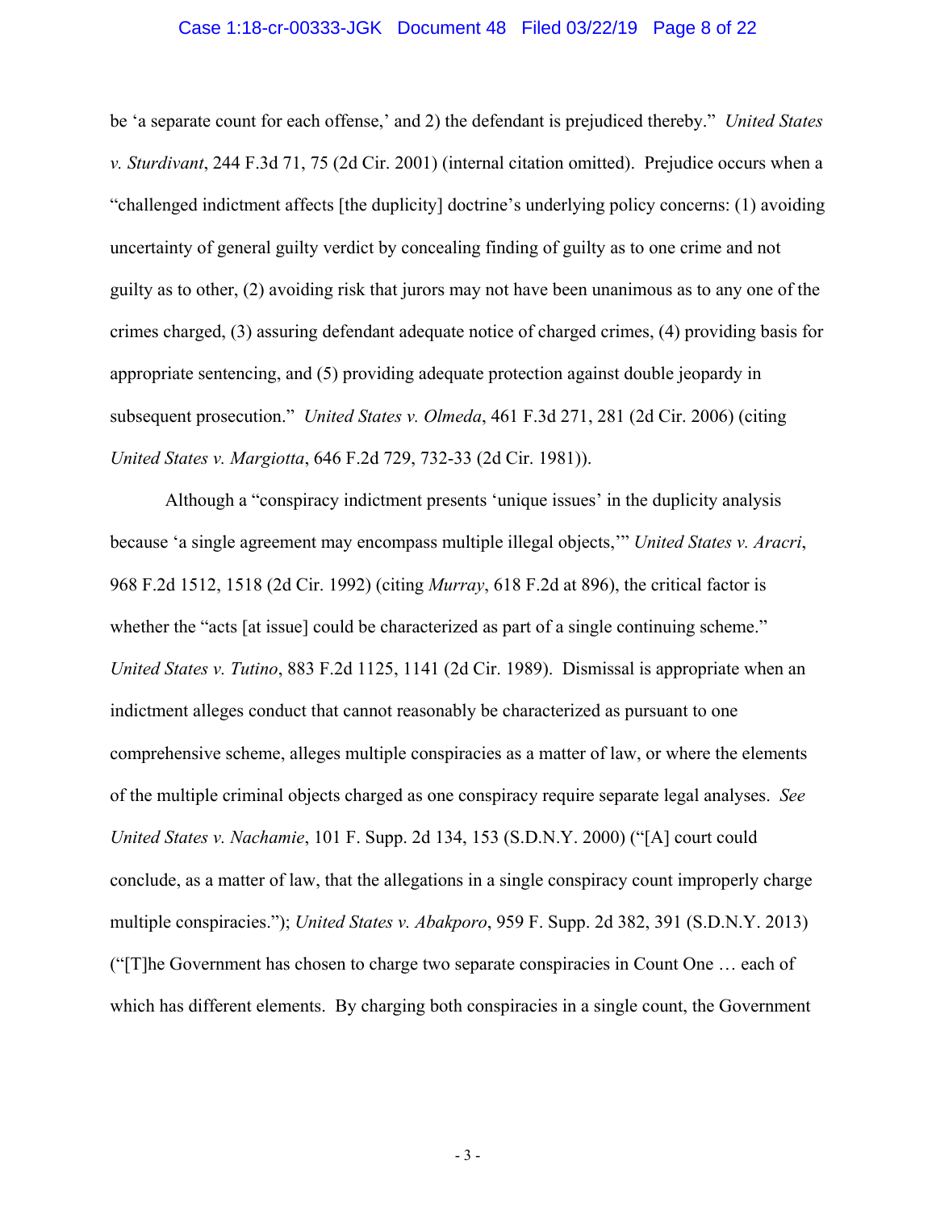be 'a separate count for each offense,' and 2) the defendant is prejudiced thereby." *United States v. Sturdivant*, 244 F.3d 71, 75 (2d Cir. 2001) (internal citation omitted). Prejudice occurs when a "challenged indictment affects [the duplicity] doctrine's underlying policy concerns: (1) avoiding uncertainty of general guilty verdict by concealing finding of guilty as to one crime and not guilty as to other, (2) avoiding risk that jurors may not have been unanimous as to any one of the crimes charged, (3) assuring defendant adequate notice of charged crimes, (4) providing basis for appropriate sentencing, and (5) providing adequate protection against double jeopardy in subsequent prosecution." *United States v. Olmeda*, 461 F.3d 271, 281 (2d Cir. 2006) (citing *United States v. Margiotta*, 646 F.2d 729, 732-33 (2d Cir. 1981)).

Although a "conspiracy indictment presents 'unique issues' in the duplicity analysis because 'a single agreement may encompass multiple illegal objects,'" *United States v. Aracri*, 968 F.2d 1512, 1518 (2d Cir. 1992) (citing *Murray*, 618 F.2d at 896), the critical factor is whether the "acts [at issue] could be characterized as part of a single continuing scheme." *United States v. Tutino*, 883 F.2d 1125, 1141 (2d Cir. 1989). Dismissal is appropriate when an indictment alleges conduct that cannot reasonably be characterized as pursuant to one comprehensive scheme, alleges multiple conspiracies as a matter of law, or where the elements of the multiple criminal objects charged as one conspiracy require separate legal analyses. *See United States v. Nachamie*, 101 F. Supp. 2d 134, 153 (S.D.N.Y. 2000) ("[A] court could conclude, as a matter of law, that the allegations in a single conspiracy count improperly charge multiple conspiracies."); *United States v. Abakporo*, 959 F. Supp. 2d 382, 391 (S.D.N.Y. 2013) ("[T]he Government has chosen to charge two separate conspiracies in Count One … each of which has different elements. By charging both conspiracies in a single count, the Government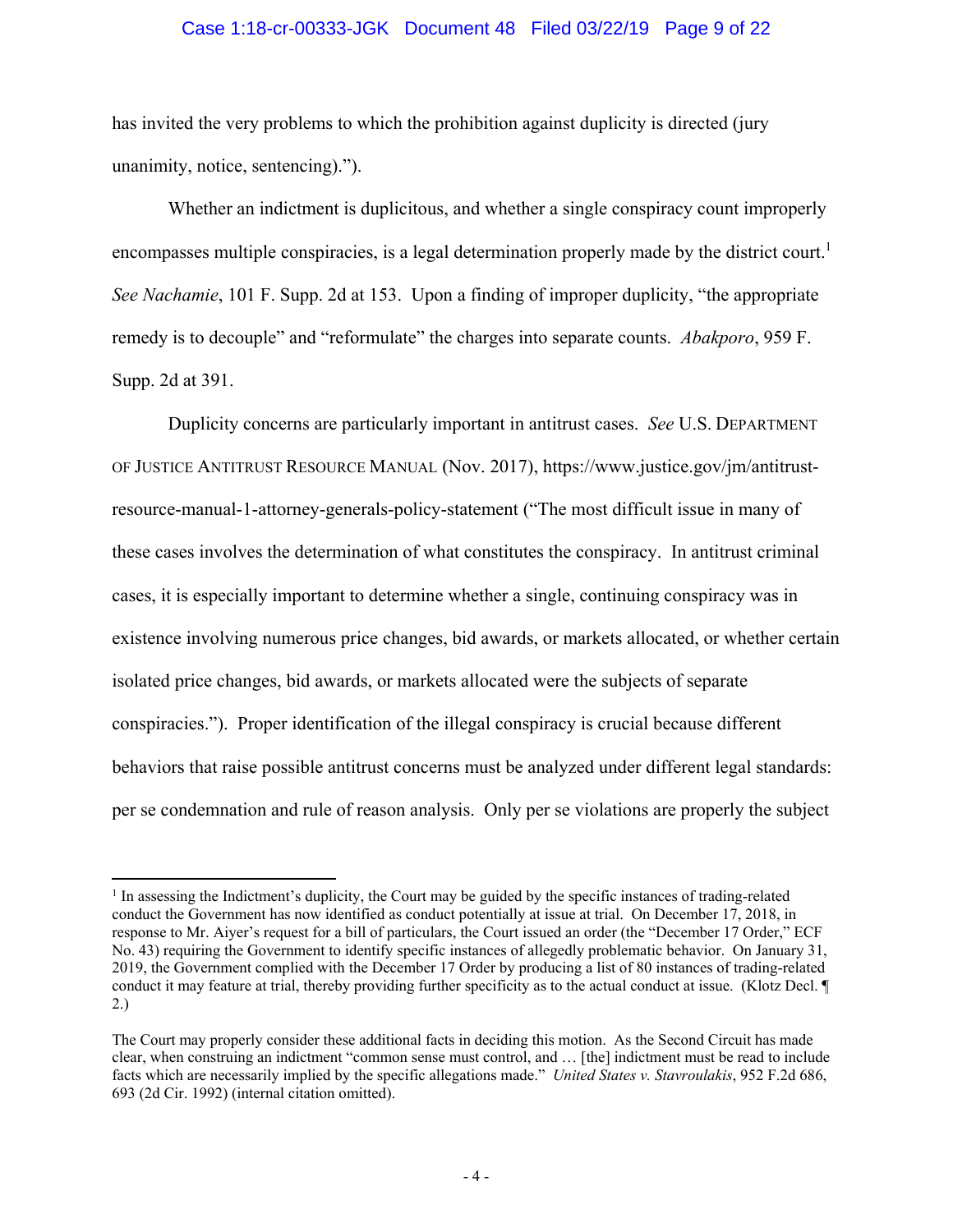has invited the very problems to which the prohibition against duplicity is directed (jury unanimity, notice, sentencing).").

Whether an indictment is duplicitous, and whether a single conspiracy count improperly encompasses multiple conspiracies, is a legal determination properly made by the district court.[1] *See Nachamie*, 101 F. Supp. 2d at 153. Upon a finding of improper duplicity, "the appropriate remedy is to decouple" and "reformulate" the charges into separate counts. *Abakporo*, 959 F. Supp. 2d at 391.

Duplicity concerns are particularly important in antitrust cases. *See* U.S. DEPARTMENT OF JUSTICE ANTITRUST RESOURCE MANUAL (Nov. 2017), https://www.justice.gov/jm/antitrust-resource-manual-1-attorney-generals-policy-statement ("The most difficult issue in many of these cases involves the determination of what constitutes the conspiracy. In antitrust criminal cases, it is especially important to determine whether a single, continuing conspiracy was in existence involving numerous price changes, bid awards, or markets allocated, or whether certain isolated price changes, bid awards, or markets allocated were the subjects of separate conspiracies."). Proper identification of the illegal conspiracy is crucial because different behaviors that raise possible antitrust concerns must be analyzed under different legal standards: per se condemnation and rule of reason analysis. Only per se violations are properly the subject

---

[1] In assessing the Indictment's duplicity, the Court may be guided by the specific instances of trading-related conduct the Government has now identified as conduct potentially at issue at trial. On December 17, 2018, in response to Mr. Aiyer's request for a bill of particulars, the Court issued an order (the "December 17 Order," ECF No. 43) requiring the Government to identify specific instances of allegedly problematic behavior. On January 31, 2019, the Government complied with the December 17 Order by producing a list of 80 instances of trading-related conduct it may feature at trial, thereby providing further specificity as to the actual conduct at issue. (Klotz Decl. ¶ 2.)

The Court may properly consider these additional facts in deciding this motion. As the Second Circuit has made clear, when construing an indictment "common sense must control, and … [the] indictment must be read to include facts which are necessarily implied by the specific allegations made." *United States v. Stavroulakis*, 952 F.2d 686, 693 (2d Cir. 1992) (internal citation omitted).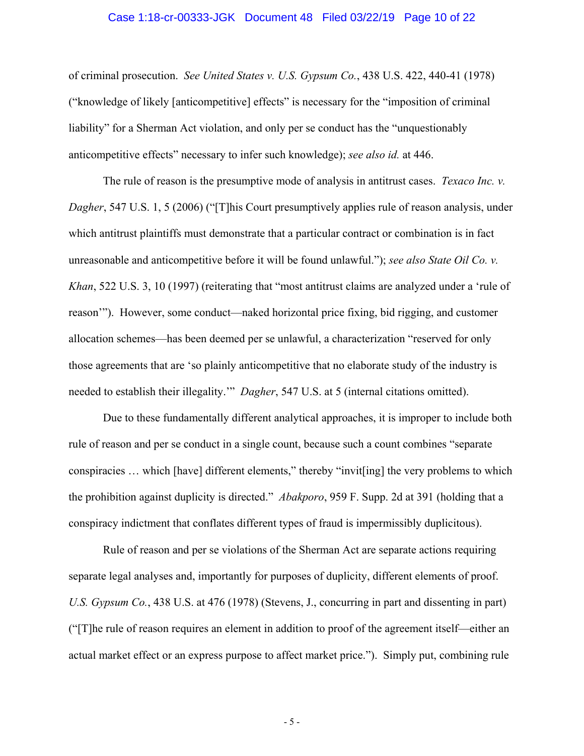of criminal prosecution. *See United States v. U.S. Gypsum Co.*, 438 U.S. 422, 440-41 (1978) ("knowledge of likely [anticompetitive] effects" is necessary for the "imposition of criminal liability" for a Sherman Act violation, and only per se conduct has the "unquestionably anticompetitive effects" necessary to infer such knowledge); *see also id.* at 446.

The rule of reason is the presumptive mode of analysis in antitrust cases. *Texaco Inc. v. Dagher*, 547 U.S. 1, 5 (2006) ("[T]his Court presumptively applies rule of reason analysis, under which antitrust plaintiffs must demonstrate that a particular contract or combination is in fact unreasonable and anticompetitive before it will be found unlawful."); *see also State Oil Co. v. Khan*, 522 U.S. 3, 10 (1997) (reiterating that "most antitrust claims are analyzed under a 'rule of reason'"). However, some conduct—naked horizontal price fixing, bid rigging, and customer allocation schemes—has been deemed per se unlawful, a characterization "reserved for only those agreements that are 'so plainly anticompetitive that no elaborate study of the industry is needed to establish their illegality.'" *Dagher*, 547 U.S. at 5 (internal citations omitted).

Due to these fundamentally different analytical approaches, it is improper to include both rule of reason and per se conduct in a single count, because such a count combines "separate conspiracies … which [have] different elements," thereby "invit[ing] the very problems to which the prohibition against duplicity is directed." *Abakporo*, 959 F. Supp. 2d at 391 (holding that a conspiracy indictment that conflates different types of fraud is impermissibly duplicitous).

Rule of reason and per se violations of the Sherman Act are separate actions requiring separate legal analyses and, importantly for purposes of duplicity, different elements of proof. *U.S. Gypsum Co.*, 438 U.S. at 476 (1978) (Stevens, J., concurring in part and dissenting in part) ("[T]he rule of reason requires an element in addition to proof of the agreement itself—either an actual market effect or an express purpose to affect market price."). Simply put, combining rule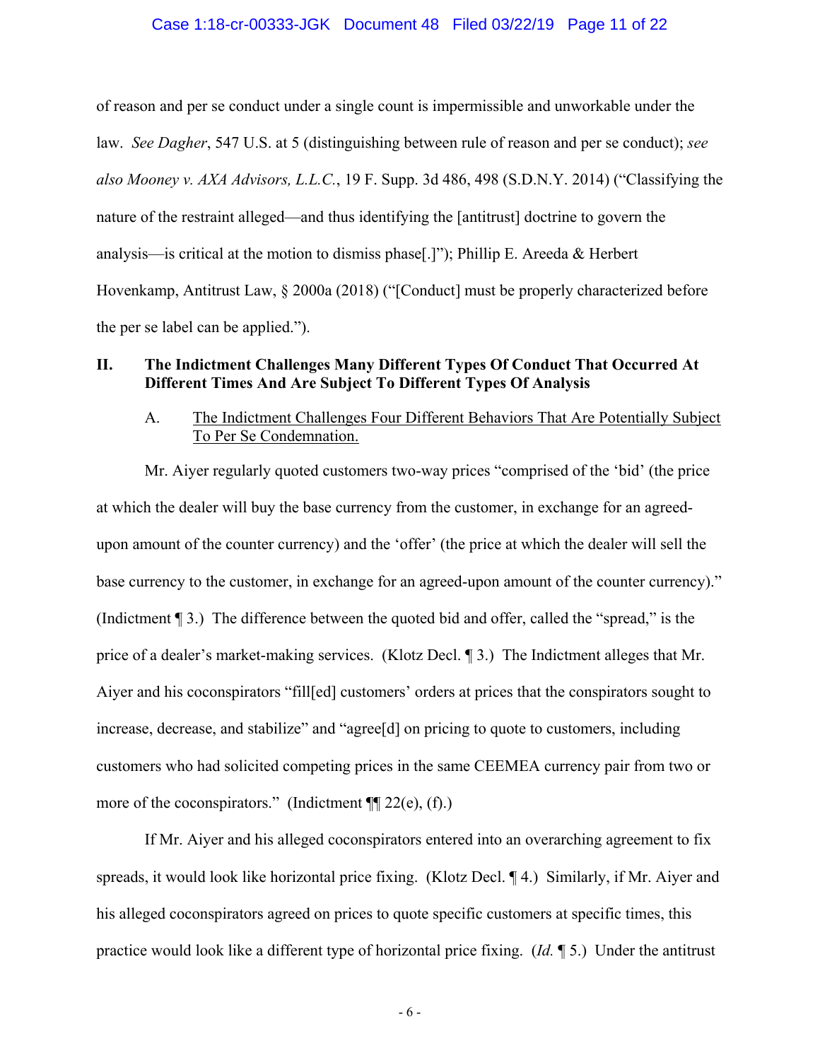of reason and per se conduct under a single count is impermissible and unworkable under the law. *See Dagher*, 547 U.S. at 5 (distinguishing between rule of reason and per se conduct); *see also Mooney v. AXA Advisors, L.L.C.*, 19 F. Supp. 3d 486, 498 (S.D.N.Y. 2014) ("Classifying the nature of the restraint alleged—and thus identifying the [antitrust] doctrine to govern the analysis—is critical at the motion to dismiss phase[.]"); Phillip E. Areeda & Herbert Hovenkamp, Antitrust Law, § 2000a (2018) ("[Conduct] must be properly characterized before the per se label can be applied.").

## II. The Indictment Challenges Many Different Types Of Conduct That Occurred At Different Times And Are Subject To Different Types Of Analysis

### A. The Indictment Challenges Four Different Behaviors That Are Potentially Subject To Per Se Condemnation.

Mr. Aiyer regularly quoted customers two-way prices "comprised of the 'bid' (the price at which the dealer will buy the base currency from the customer, in exchange for an agreed-upon amount of the counter currency) and the 'offer' (the price at which the dealer will sell the base currency to the customer, in exchange for an agreed-upon amount of the counter currency)." (Indictment ¶ 3.) The difference between the quoted bid and offer, called the "spread," is the price of a dealer's market-making services. (Klotz Decl. ¶ 3.) The Indictment alleges that Mr. Aiyer and his coconspirators "fill[ed] customers' orders at prices that the conspirators sought to increase, decrease, and stabilize" and "agree[d] on pricing to quote to customers, including customers who had solicited competing prices in the same CEEMEA currency pair from two or more of the coconspirators." (Indictment ¶¶ 22(e), (f).)

If Mr. Aiyer and his alleged coconspirators entered into an overarching agreement to fix spreads, it would look like horizontal price fixing. (Klotz Decl. ¶ 4.) Similarly, if Mr. Aiyer and his alleged coconspirators agreed on prices to quote specific customers at specific times, this practice would look like a different type of horizontal price fixing. (*Id.* ¶ 5.) Under the antitrust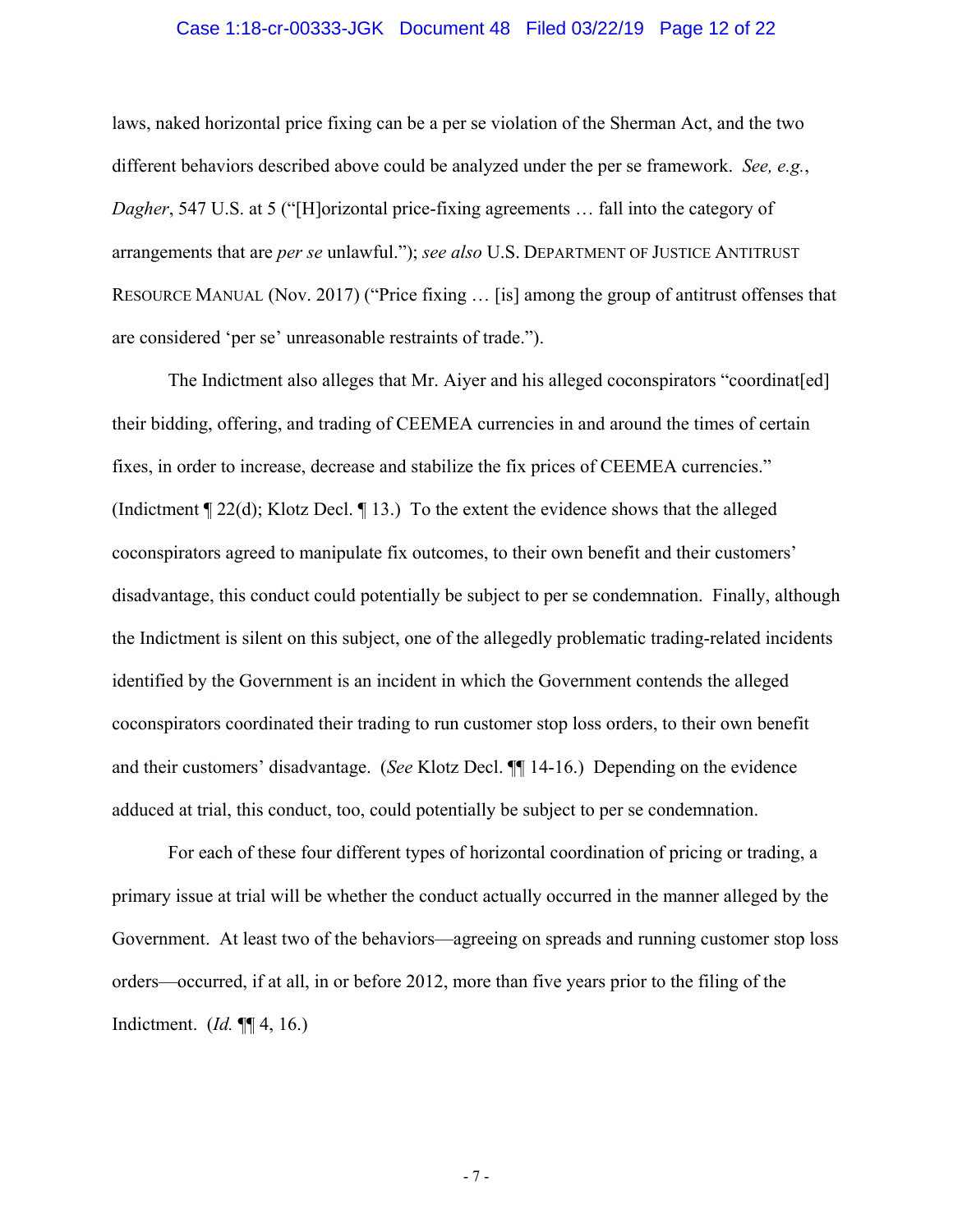laws, naked horizontal price fixing can be a per se violation of the Sherman Act, and the two different behaviors described above could be analyzed under the per se framework. *See, e.g.*, *Dagher*, 547 U.S. at 5 ("[H]orizontal price-fixing agreements … fall into the category of arrangements that are *per se* unlawful."); *see also* U.S. DEPARTMENT OF JUSTICE ANTITRUST RESOURCE MANUAL (Nov. 2017) ("Price fixing … [is] among the group of antitrust offenses that are considered 'per se' unreasonable restraints of trade.").

The Indictment also alleges that Mr. Aiyer and his alleged coconspirators "coordinat[ed] their bidding, offering, and trading of CEEMEA currencies in and around the times of certain fixes, in order to increase, decrease and stabilize the fix prices of CEEMEA currencies." (Indictment ¶ 22(d); Klotz Decl. ¶ 13.) To the extent the evidence shows that the alleged coconspirators agreed to manipulate fix outcomes, to their own benefit and their customers' disadvantage, this conduct could potentially be subject to per se condemnation. Finally, although the Indictment is silent on this subject, one of the allegedly problematic trading-related incidents identified by the Government is an incident in which the Government contends the alleged coconspirators coordinated their trading to run customer stop loss orders, to their own benefit and their customers' disadvantage. (*See* Klotz Decl. ¶¶ 14-16.) Depending on the evidence adduced at trial, this conduct, too, could potentially be subject to per se condemnation.

For each of these four different types of horizontal coordination of pricing or trading, a primary issue at trial will be whether the conduct actually occurred in the manner alleged by the Government. At least two of the behaviors—agreeing on spreads and running customer stop loss orders—occurred, if at all, in or before 2012, more than five years prior to the filing of the Indictment. (*Id.* ¶¶ 4, 16.)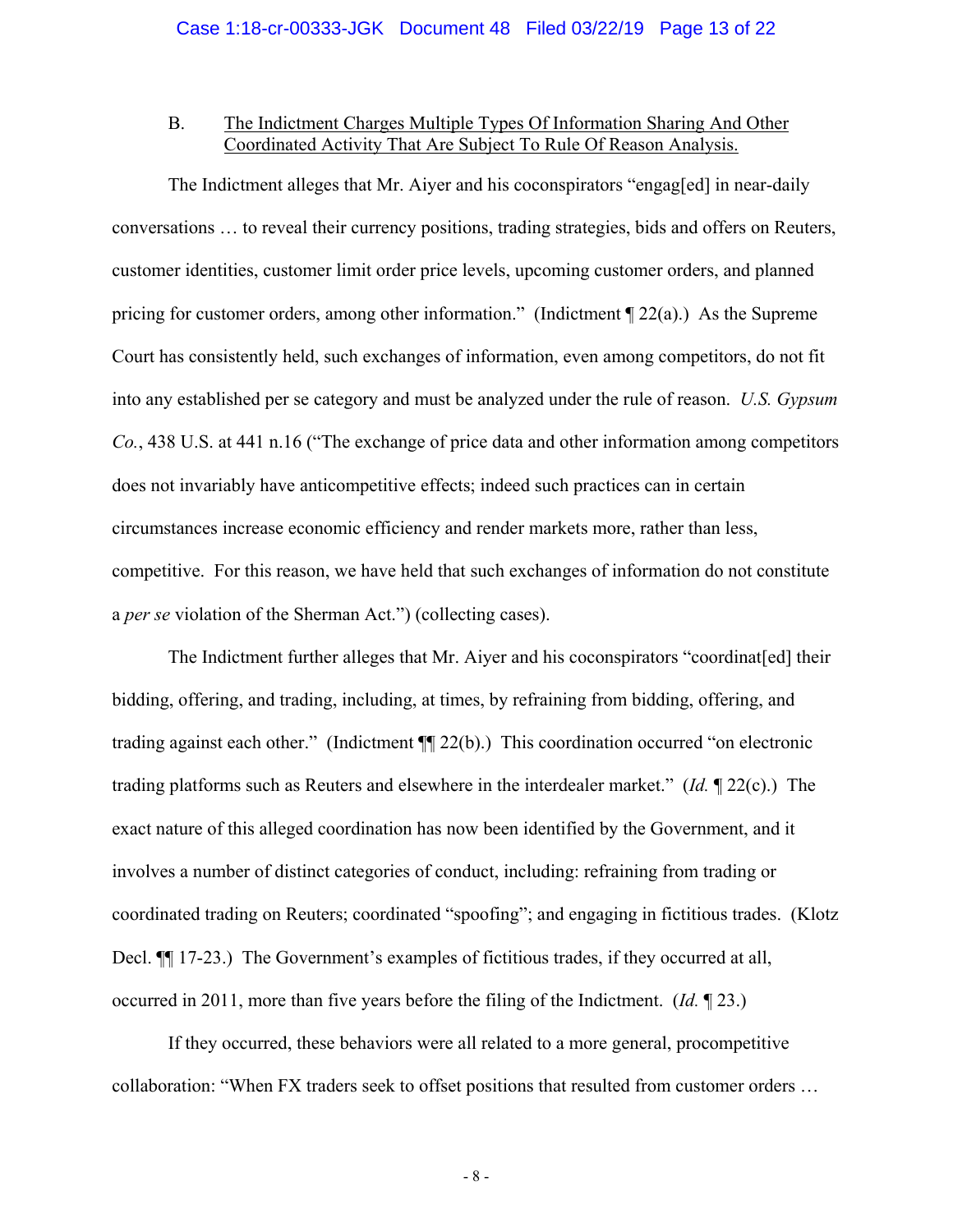### B. The Indictment Charges Multiple Types Of Information Sharing And Other Coordinated Activity That Are Subject To Rule Of Reason Analysis.

The Indictment alleges that Mr. Aiyer and his coconspirators "engag[ed] in near-daily conversations … to reveal their currency positions, trading strategies, bids and offers on Reuters, customer identities, customer limit order price levels, upcoming customer orders, and planned pricing for customer orders, among other information." (Indictment ¶ 22(a).) As the Supreme Court has consistently held, such exchanges of information, even among competitors, do not fit into any established per se category and must be analyzed under the rule of reason. *U.S. Gypsum Co.*, 438 U.S. at 441 n.16 ("The exchange of price data and other information among competitors does not invariably have anticompetitive effects; indeed such practices can in certain circumstances increase economic efficiency and render markets more, rather than less, competitive. For this reason, we have held that such exchanges of information do not constitute a *per se* violation of the Sherman Act.") (collecting cases).

The Indictment further alleges that Mr. Aiyer and his coconspirators "coordinat[ed] their bidding, offering, and trading, including, at times, by refraining from bidding, offering, and trading against each other." (Indictment ¶¶ 22(b).) This coordination occurred "on electronic trading platforms such as Reuters and elsewhere in the interdealer market." (*Id.* ¶ 22(c).) The exact nature of this alleged coordination has now been identified by the Government, and it involves a number of distinct categories of conduct, including: refraining from trading or coordinated trading on Reuters; coordinated "spoofing"; and engaging in fictitious trades. (Klotz Decl. ¶¶ 17-23.) The Government's examples of fictitious trades, if they occurred at all, occurred in 2011, more than five years before the filing of the Indictment. (*Id.* ¶ 23.)

If they occurred, these behaviors were all related to a more general, procompetitive collaboration: "When FX traders seek to offset positions that resulted from customer orders …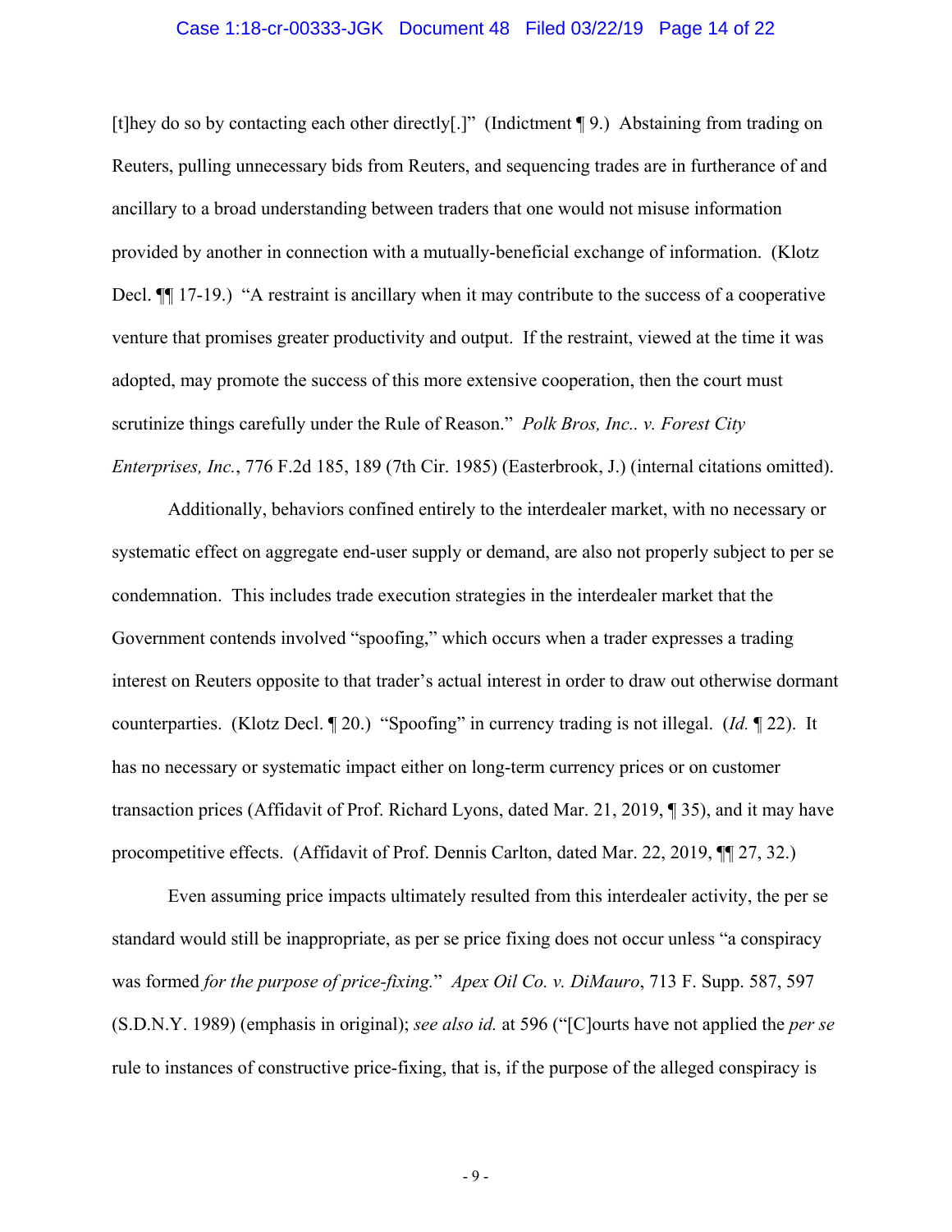[t]hey do so by contacting each other directly[.]" (Indictment ¶ 9.) Abstaining from trading on Reuters, pulling unnecessary bids from Reuters, and sequencing trades are in furtherance of and ancillary to a broad understanding between traders that one would not misuse information provided by another in connection with a mutually-beneficial exchange of information. (Klotz Decl. ¶¶ 17-19.) "A restraint is ancillary when it may contribute to the success of a cooperative venture that promises greater productivity and output. If the restraint, viewed at the time it was adopted, may promote the success of this more extensive cooperation, then the court must scrutinize things carefully under the Rule of Reason." *Polk Bros, Inc.. v. Forest City Enterprises, Inc.*, 776 F.2d 185, 189 (7th Cir. 1985) (Easterbrook, J.) (internal citations omitted).

Additionally, behaviors confined entirely to the interdealer market, with no necessary or systematic effect on aggregate end-user supply or demand, are also not properly subject to per se condemnation. This includes trade execution strategies in the interdealer market that the Government contends involved "spoofing," which occurs when a trader expresses a trading interest on Reuters opposite to that trader's actual interest in order to draw out otherwise dormant counterparties. (Klotz Decl. ¶ 20.) "Spoofing" in currency trading is not illegal. (*Id.* ¶ 22). It has no necessary or systematic impact either on long-term currency prices or on customer transaction prices (Affidavit of Prof. Richard Lyons, dated Mar. 21, 2019, ¶ 35), and it may have procompetitive effects. (Affidavit of Prof. Dennis Carlton, dated Mar. 22, 2019, ¶¶ 27, 32.)

Even assuming price impacts ultimately resulted from this interdealer activity, the per se standard would still be inappropriate, as per se price fixing does not occur unless "a conspiracy was formed *for the purpose of price-fixing*." *Apex Oil Co. v. DiMauro*, 713 F. Supp. 587, 597 (S.D.N.Y. 1989) (emphasis in original); *see also id.* at 596 ("[C]ourts have not applied the *per se* rule to instances of constructive price-fixing, that is, if the purpose of the alleged conspiracy is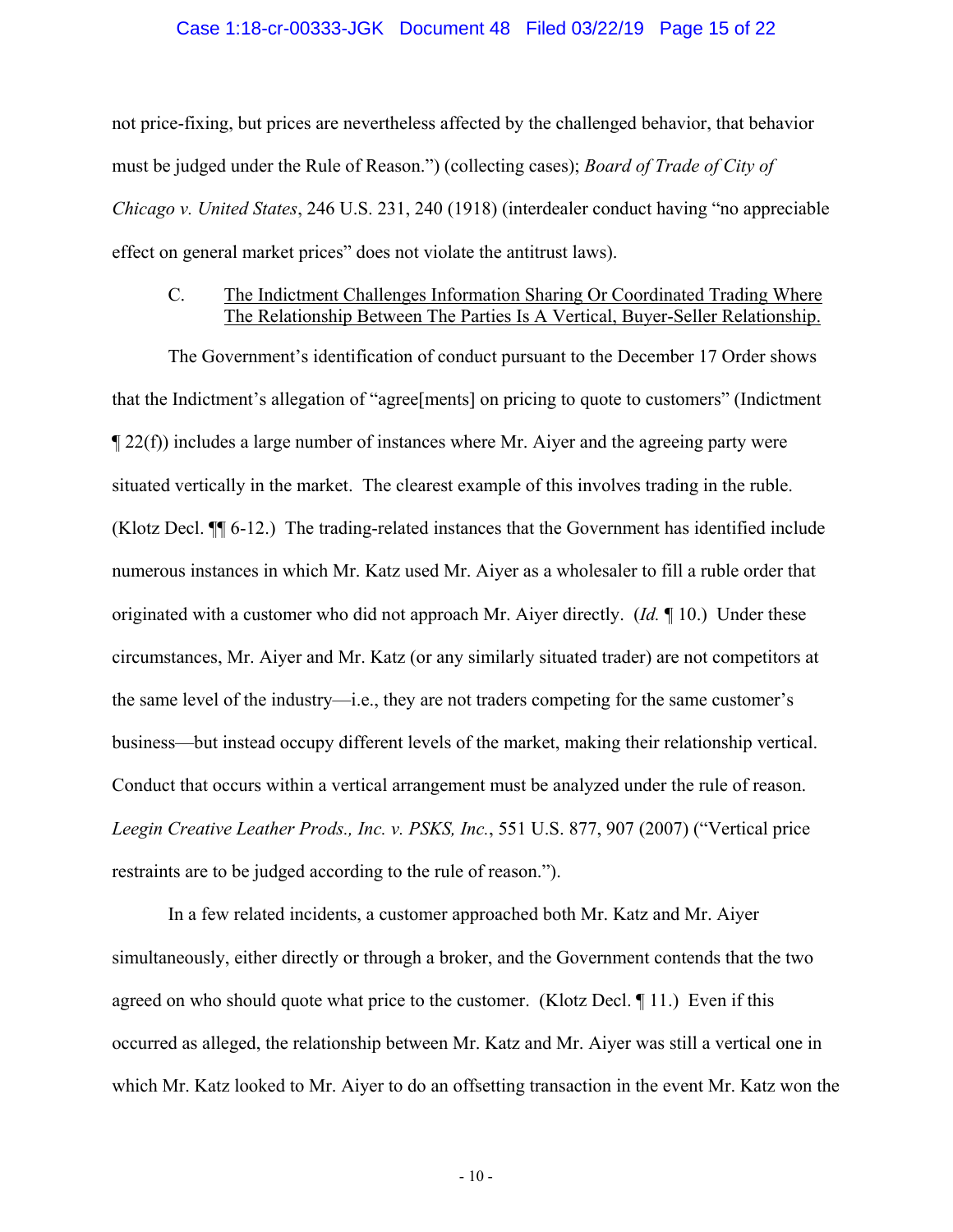not price-fixing, but prices are nevertheless affected by the challenged behavior, that behavior must be judged under the Rule of Reason.") (collecting cases); *Board of Trade of City of Chicago v. United States*, 246 U.S. 231, 240 (1918) (interdealer conduct having "no appreciable effect on general market prices" does not violate the antitrust laws).

C. <u>The Indictment Challenges Information Sharing Or Coordinated Trading Where The Relationship Between The Parties Is A Vertical, Buyer-Seller Relationship.</u>

The Government's identification of conduct pursuant to the December 17 Order shows that the Indictment's allegation of "agree[ments] on pricing to quote to customers" (Indictment ¶ 22(f)) includes a large number of instances where Mr. Aiyer and the agreeing party were situated vertically in the market. The clearest example of this involves trading in the ruble. (Klotz Decl. ¶¶ 6-12.) The trading-related instances that the Government has identified include numerous instances in which Mr. Katz used Mr. Aiyer as a wholesaler to fill a ruble order that originated with a customer who did not approach Mr. Aiyer directly. (*Id.* ¶ 10.) Under these circumstances, Mr. Aiyer and Mr. Katz (or any similarly situated trader) are not competitors at the same level of the industry—i.e., they are not traders competing for the same customer's business—but instead occupy different levels of the market, making their relationship vertical. Conduct that occurs within a vertical arrangement must be analyzed under the rule of reason. *Leegin Creative Leather Prods., Inc. v. PSKS, Inc.*, 551 U.S. 877, 907 (2007) ("Vertical price restraints are to be judged according to the rule of reason.").

In a few related incidents, a customer approached both Mr. Katz and Mr. Aiyer simultaneously, either directly or through a broker, and the Government contends that the two agreed on who should quote what price to the customer. (Klotz Decl. ¶ 11.) Even if this occurred as alleged, the relationship between Mr. Katz and Mr. Aiyer was still a vertical one in which Mr. Katz looked to Mr. Aiyer to do an offsetting transaction in the event Mr. Katz won the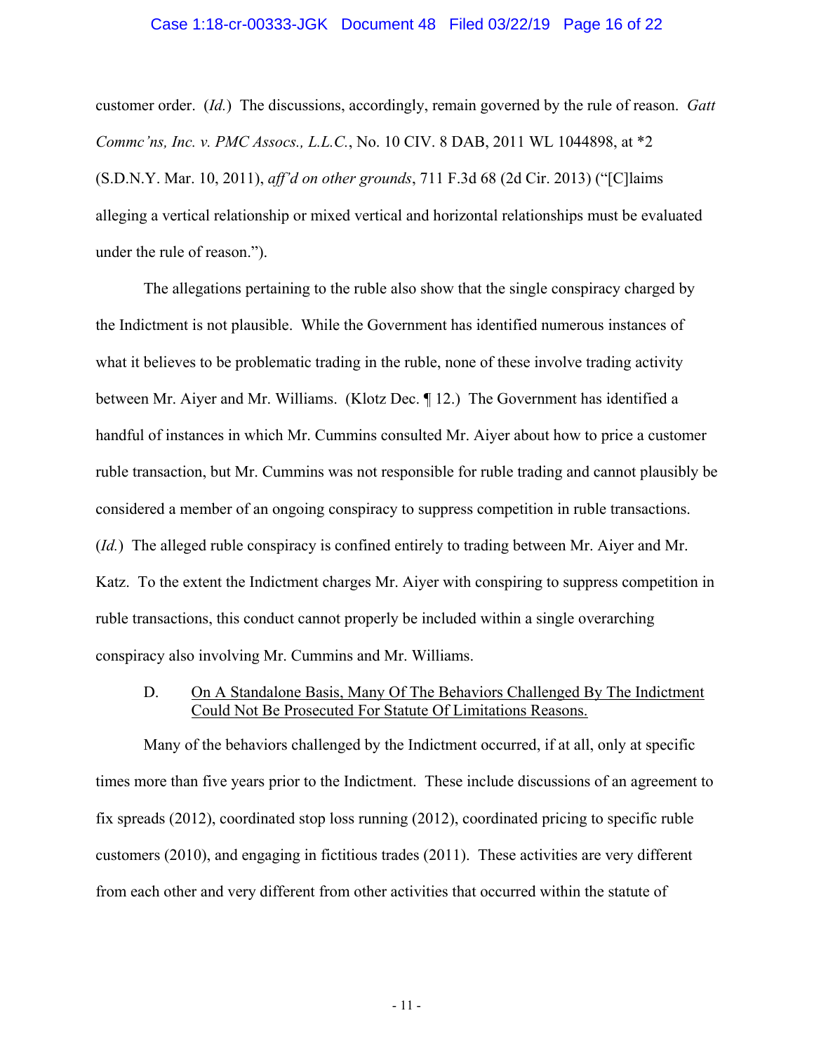customer order. (*Id.*) The discussions, accordingly, remain governed by the rule of reason. *Gatt Commc'ns, Inc. v. PMC Assocs., L.L.C.*, No. 10 CIV. 8 DAB, 2011 WL 1044898, at *2 (S.D.N.Y. Mar. 10, 2011), *aff'd on other grounds*, 711 F.3d 68 (2d Cir. 2013) ("[C]laims alleging a vertical relationship or mixed vertical and horizontal relationships must be evaluated under the rule of reason.").

The allegations pertaining to the ruble also show that the single conspiracy charged by the Indictment is not plausible. While the Government has identified numerous instances of what it believes to be problematic trading in the ruble, none of these involve trading activity between Mr. Aiyer and Mr. Williams. (Klotz Dec. ¶ 12.) The Government has identified a handful of instances in which Mr. Cummins consulted Mr. Aiyer about how to price a customer ruble transaction, but Mr. Cummins was not responsible for ruble trading and cannot plausibly be considered a member of an ongoing conspiracy to suppress competition in ruble transactions. (*Id.*) The alleged ruble conspiracy is confined entirely to trading between Mr. Aiyer and Mr. Katz. To the extent the Indictment charges Mr. Aiyer with conspiring to suppress competition in ruble transactions, this conduct cannot properly be included within a single overarching conspiracy also involving Mr. Cummins and Mr. Williams.

### D. <u>On A Standalone Basis, Many Of The Behaviors Challenged By The Indictment Could Not Be Prosecuted For Statute Of Limitations Reasons.</u>

Many of the behaviors challenged by the Indictment occurred, if at all, only at specific times more than five years prior to the Indictment. These include discussions of an agreement to fix spreads (2012), coordinated stop loss running (2012), coordinated pricing to specific ruble customers (2010), and engaging in fictitious trades (2011). These activities are very different from each other and very different from other activities that occurred within the statute of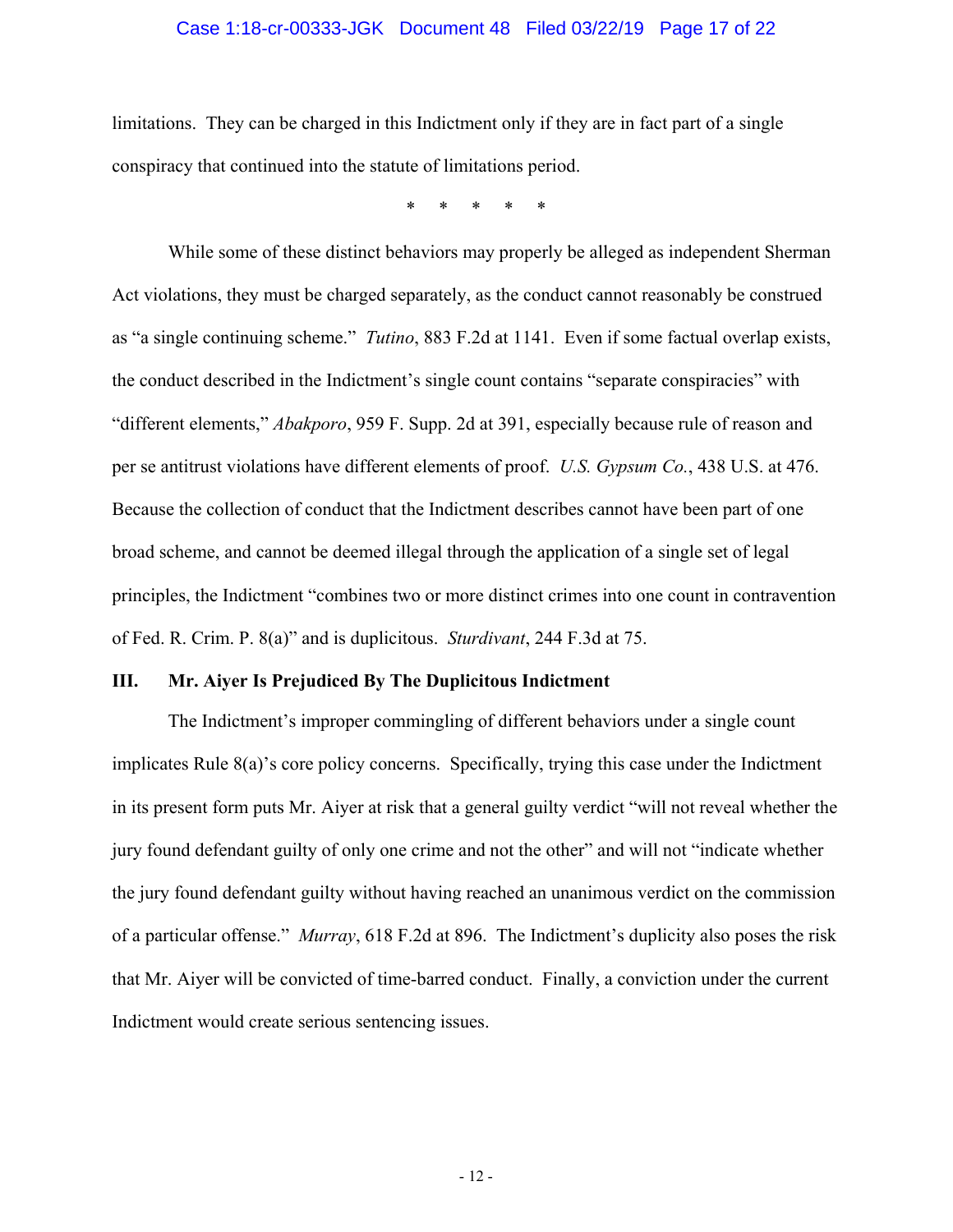limitations. They can be charged in this Indictment only if they are in fact part of a single conspiracy that continued into the statute of limitations period.

\* \* \* \* \*

While some of these distinct behaviors may properly be alleged as independent Sherman Act violations, they must be charged separately, as the conduct cannot reasonably be construed as "a single continuing scheme." *Tutino*, 883 F.2d at 1141. Even if some factual overlap exists, the conduct described in the Indictment's single count contains "separate conspiracies" with "different elements," *Abakporo*, 959 F. Supp. 2d at 391, especially because rule of reason and per se antitrust violations have different elements of proof. *U.S. Gypsum Co.*, 438 U.S. at 476. Because the collection of conduct that the Indictment describes cannot have been part of one broad scheme, and cannot be deemed illegal through the application of a single set of legal principles, the Indictment "combines two or more distinct crimes into one count in contravention of Fed. R. Crim. P. 8(a)" and is duplicitous. *Sturdivant*, 244 F.3d at 75.

## III. Mr. Aiyer Is Prejudiced By The Duplicitous Indictment

The Indictment's improper commingling of different behaviors under a single count implicates Rule 8(a)'s core policy concerns. Specifically, trying this case under the Indictment in its present form puts Mr. Aiyer at risk that a general guilty verdict "will not reveal whether the jury found defendant guilty of only one crime and not the other" and will not "indicate whether the jury found defendant guilty without having reached an unanimous verdict on the commission of a particular offense." *Murray*, 618 F.2d at 896. The Indictment's duplicity also poses the risk that Mr. Aiyer will be convicted of time-barred conduct. Finally, a conviction under the current Indictment would create serious sentencing issues.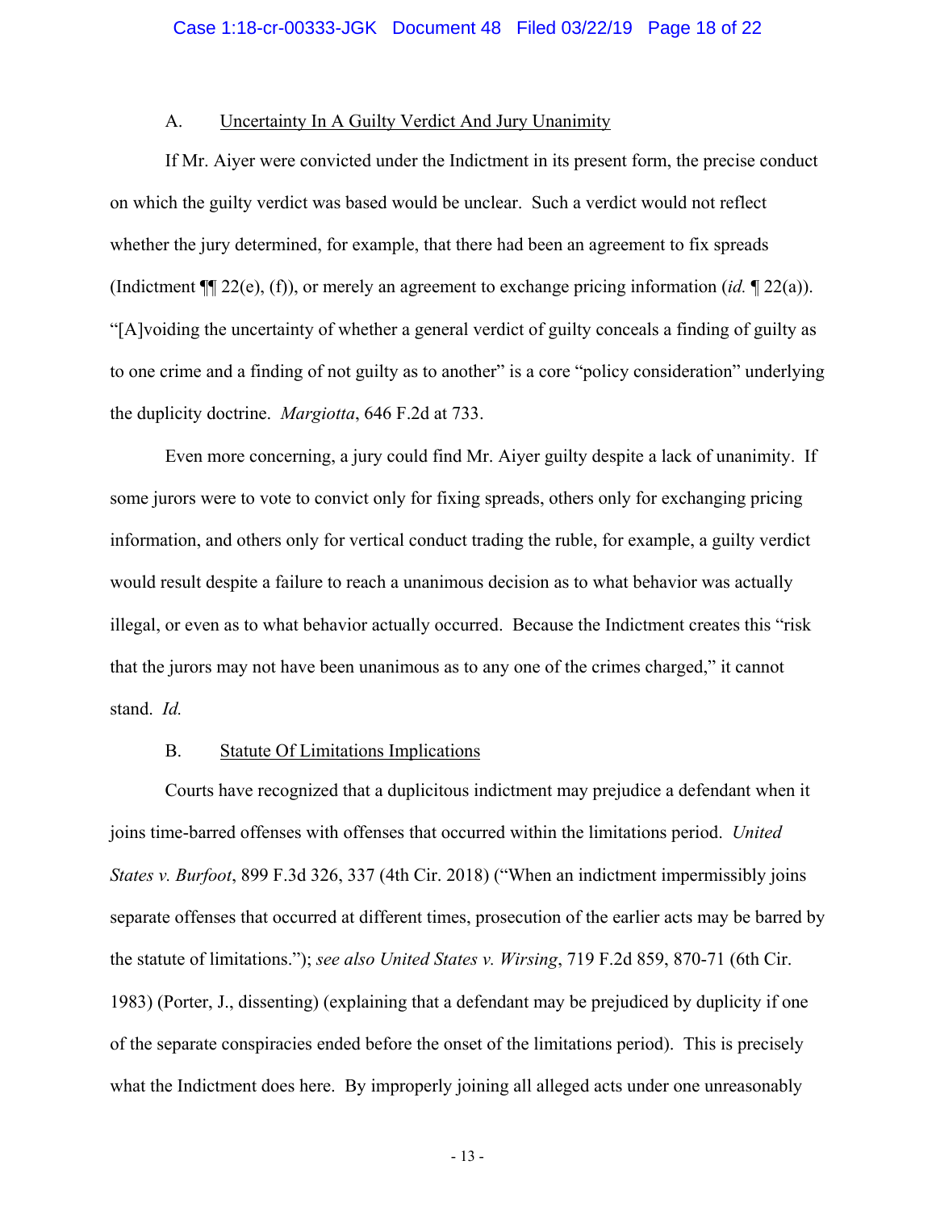### A. Uncertainty In A Guilty Verdict And Jury Unanimity

If Mr. Aiyer were convicted under the Indictment in its present form, the precise conduct on which the guilty verdict was based would be unclear. Such a verdict would not reflect whether the jury determined, for example, that there had been an agreement to fix spreads (Indictment ¶¶ 22(e), (f)), or merely an agreement to exchange pricing information (*id.* ¶ 22(a)). "[A]voiding the uncertainty of whether a general verdict of guilty conceals a finding of guilty as to one crime and a finding of not guilty as to another" is a core "policy consideration" underlying the duplicity doctrine. *Margiotta*, 646 F.2d at 733.

Even more concerning, a jury could find Mr. Aiyer guilty despite a lack of unanimity. If some jurors were to vote to convict only for fixing spreads, others only for exchanging pricing information, and others only for vertical conduct trading the ruble, for example, a guilty verdict would result despite a failure to reach a unanimous decision as to what behavior was actually illegal, or even as to what behavior actually occurred. Because the Indictment creates this "risk that the jurors may not have been unanimous as to any one of the crimes charged," it cannot stand. *Id.*

### B. Statute Of Limitations Implications

Courts have recognized that a duplicitous indictment may prejudice a defendant when it joins time-barred offenses with offenses that occurred within the limitations period. *United States v. Burfoot*, 899 F.3d 326, 337 (4th Cir. 2018) ("When an indictment impermissibly joins separate offenses that occurred at different times, prosecution of the earlier acts may be barred by the statute of limitations."); *see also United States v. Wirsing*, 719 F.2d 859, 870-71 (6th Cir. 1983) (Porter, J., dissenting) (explaining that a defendant may be prejudiced by duplicity if one of the separate conspiracies ended before the onset of the limitations period). This is precisely what the Indictment does here. By improperly joining all alleged acts under one unreasonably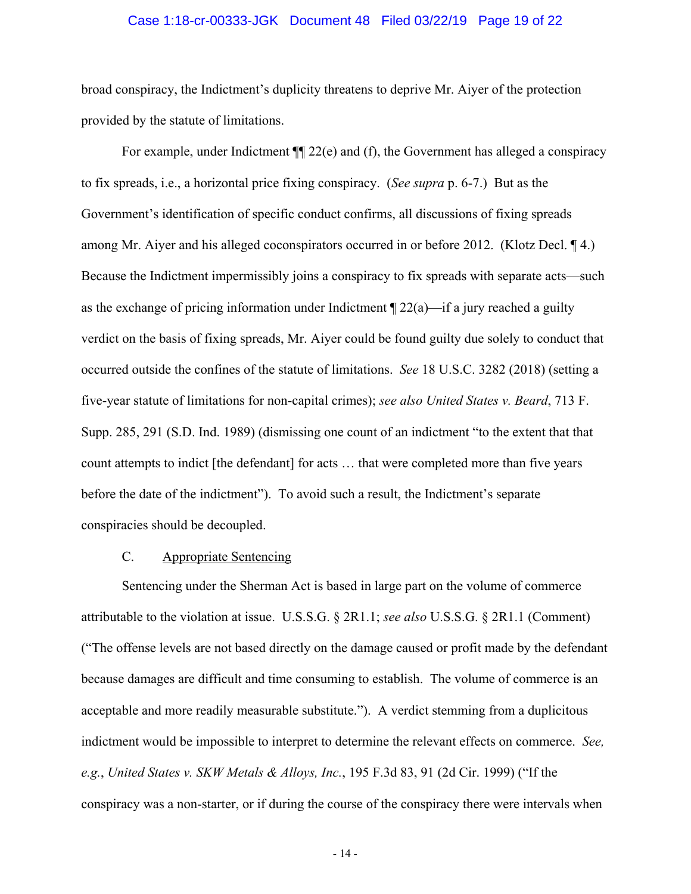broad conspiracy, the Indictment's duplicity threatens to deprive Mr. Aiyer of the protection provided by the statute of limitations.

For example, under Indictment ¶¶ 22(e) and (f), the Government has alleged a conspiracy to fix spreads, i.e., a horizontal price fixing conspiracy. (*See supra* p. 6-7.) But as the Government's identification of specific conduct confirms, all discussions of fixing spreads among Mr. Aiyer and his alleged coconspirators occurred in or before 2012. (Klotz Decl. ¶ 4.) Because the Indictment impermissibly joins a conspiracy to fix spreads with separate acts—such as the exchange of pricing information under Indictment ¶ 22(a)—if a jury reached a guilty verdict on the basis of fixing spreads, Mr. Aiyer could be found guilty due solely to conduct that occurred outside the confines of the statute of limitations. *See* 18 U.S.C. 3282 (2018) (setting a five-year statute of limitations for non-capital crimes); *see also United States v. Beard*, 713 F. Supp. 285, 291 (S.D. Ind. 1989) (dismissing one count of an indictment "to the extent that that count attempts to indict [the defendant] for acts … that were completed more than five years before the date of the indictment"). To avoid such a result, the Indictment's separate conspiracies should be decoupled.

C. <u>Appropriate Sentencing</u>

Sentencing under the Sherman Act is based in large part on the volume of commerce attributable to the violation at issue. U.S.S.G. § 2R1.1; *see also* U.S.S.G. § 2R1.1 (Comment) ("The offense levels are not based directly on the damage caused or profit made by the defendant because damages are difficult and time consuming to establish. The volume of commerce is an acceptable and more readily measurable substitute."). A verdict stemming from a duplicitous indictment would be impossible to interpret to determine the relevant effects on commerce. *See, e.g.*, *United States v. SKW Metals & Alloys, Inc.*, 195 F.3d 83, 91 (2d Cir. 1999) ("If the conspiracy was a non-starter, or if during the course of the conspiracy there were intervals when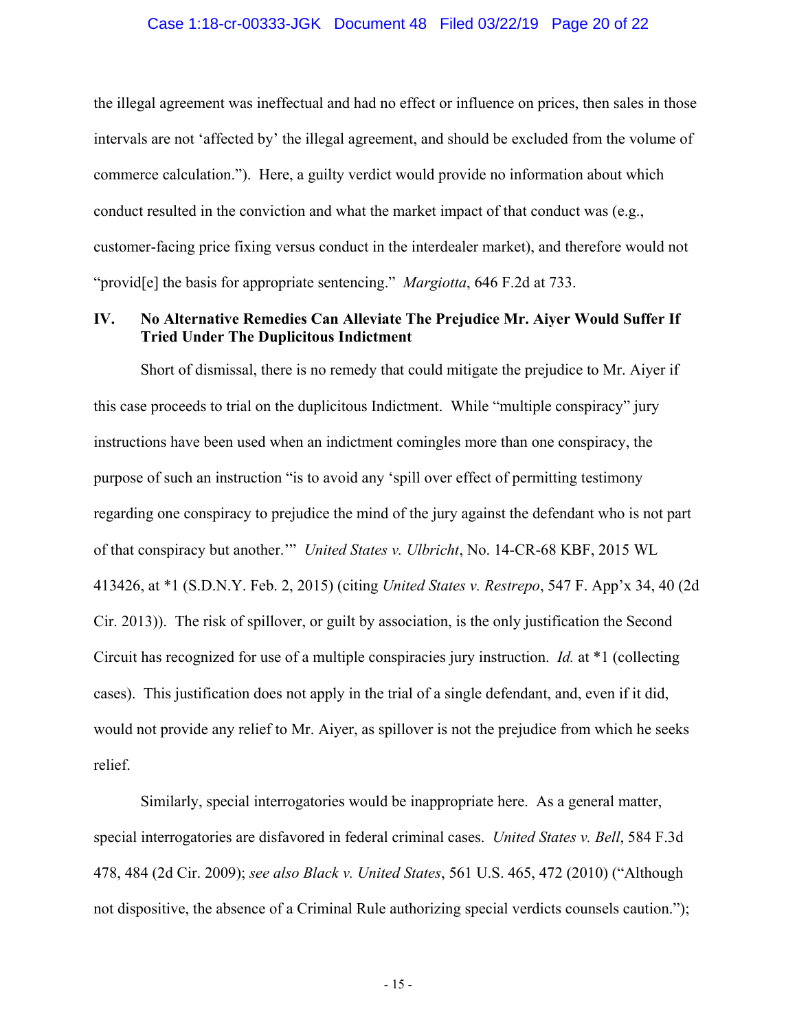the illegal agreement was ineffectual and had no effect or influence on prices, then sales in those intervals are not 'affected by' the illegal agreement, and should be excluded from the volume of commerce calculation."). Here, a guilty verdict would provide no information about which conduct resulted in the conviction and what the market impact of that conduct was (e.g., customer-facing price fixing versus conduct in the interdealer market), and therefore would not "provid[e] the basis for appropriate sentencing." *Margiotta*, 646 F.2d at 733.

## IV. No Alternative Remedies Can Alleviate The Prejudice Mr. Aiyer Would Suffer If Tried Under The Duplicitous Indictment

Short of dismissal, there is no remedy that could mitigate the prejudice to Mr. Aiyer if this case proceeds to trial on the duplicitous Indictment. While "multiple conspiracy" jury instructions have been used when an indictment comingles more than one conspiracy, the purpose of such an instruction "is to avoid any 'spill over effect of permitting testimony regarding one conspiracy to prejudice the mind of the jury against the defendant who is not part of that conspiracy but another.'" *United States v. Ulbricht*, No. 14-CR-68 KBF, 2015 WL 413426, at *1 (S.D.N.Y. Feb. 2, 2015) (citing *United States v. Restrepo*, 547 F. App'x 34, 40 (2d Cir. 2013)). The risk of spillover, or guilt by association, is the only justification the Second Circuit has recognized for use of a multiple conspiracies jury instruction. *Id.* at *1 (collecting cases). This justification does not apply in the trial of a single defendant, and, even if it did, would not provide any relief to Mr. Aiyer, as spillover is not the prejudice from which he seeks relief.

Similarly, special interrogatories would be inappropriate here. As a general matter, special interrogatories are disfavored in federal criminal cases. *United States v. Bell*, 584 F.3d 478, 484 (2d Cir. 2009); *see also Black v. United States*, 561 U.S. 465, 472 (2010) ("Although not dispositive, the absence of a Criminal Rule authorizing special verdicts counsels caution.");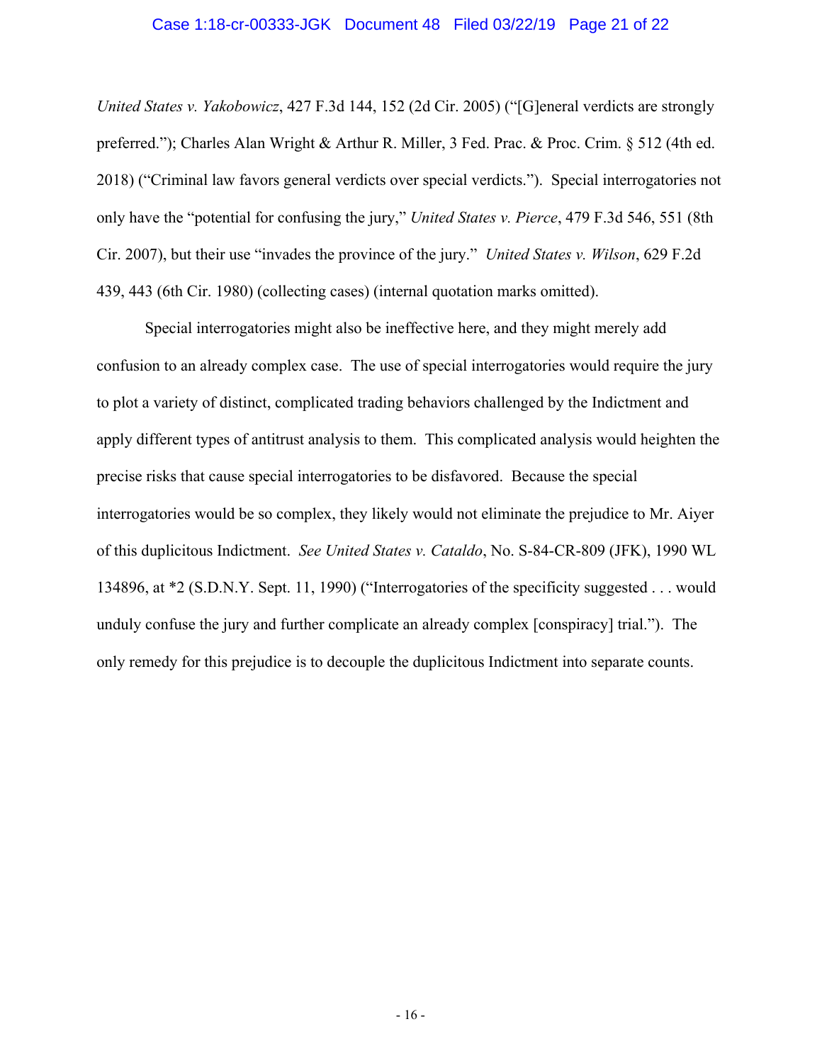*United States v. Yakobowicz*, 427 F.3d 144, 152 (2d Cir. 2005) ("[G]eneral verdicts are strongly preferred."); Charles Alan Wright & Arthur R. Miller, 3 Fed. Prac. & Proc. Crim. § 512 (4th ed. 2018) ("Criminal law favors general verdicts over special verdicts."). Special interrogatories not only have the "potential for confusing the jury," *United States v. Pierce*, 479 F.3d 546, 551 (8th Cir. 2007), but their use "invades the province of the jury." *United States v. Wilson*, 629 F.2d 439, 443 (6th Cir. 1980) (collecting cases) (internal quotation marks omitted).

Special interrogatories might also be ineffective here, and they might merely add confusion to an already complex case. The use of special interrogatories would require the jury to plot a variety of distinct, complicated trading behaviors challenged by the Indictment and apply different types of antitrust analysis to them. This complicated analysis would heighten the precise risks that cause special interrogatories to be disfavored. Because the special interrogatories would be so complex, they likely would not eliminate the prejudice to Mr. Aiyer of this duplicitous Indictment. *See United States v. Cataldo*, No. S-84-CR-809 (JFK), 1990 WL 134896, at *2 (S.D.N.Y. Sept. 11, 1990) ("Interrogatories of the specificity suggested . . . would unduly confuse the jury and further complicate an already complex [conspiracy] trial."). The only remedy for this prejudice is to decouple the duplicitous Indictment into separate counts.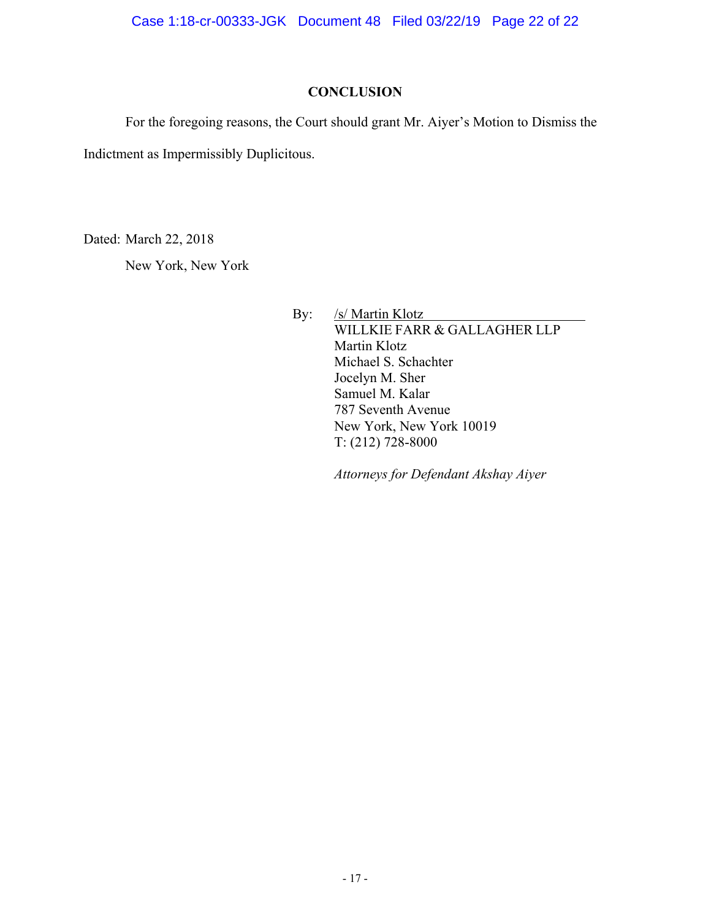## CONCLUSION

For the foregoing reasons, the Court should grant Mr. Aiyer's Motion to Dismiss the Indictment as Impermissibly Duplicitous.

Dated: March 22, 2018
New York, New York

By: /s/ Martin Klotz
WILLKIE FARR & GALLAGHER LLP
Martin Klotz
Michael S. Schachter
Jocelyn M. Sher
Samuel M. Kalar
787 Seventh Avenue
New York, New York 10019
T: (212) 728-8000

*Attorneys for Defendant Akshay Aiyer*